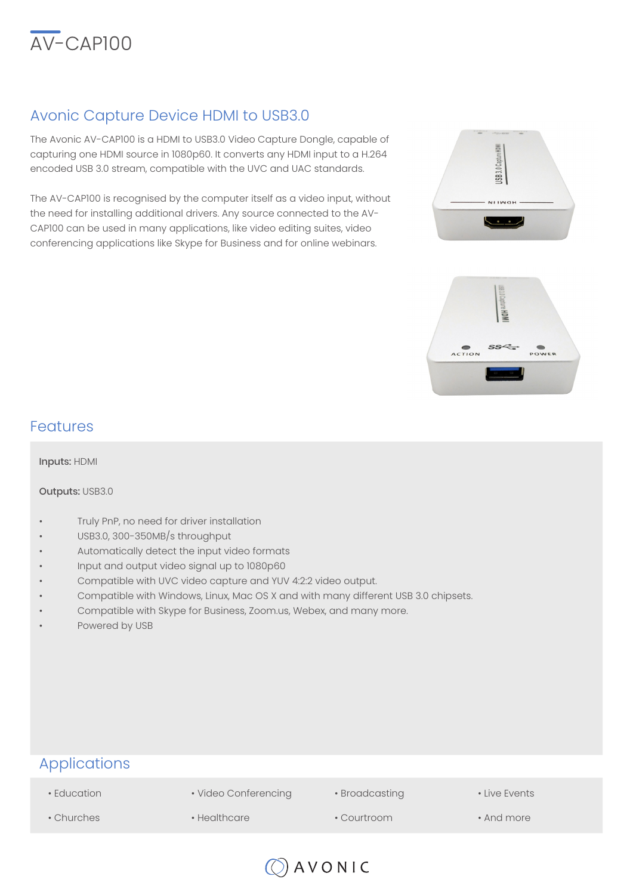# AV-CAP100

## Avonic Capture Device HDMI to USB3.0

The Avonic AV-CAP100 is a HDMI to USB3.0 Video Capture Dongle, capable of capturing one HDMI source in 1080p60. It converts any HDMI input to a H.264 encoded USB 3.0 stream, compatible with the UVC and UAC standards.

The AV-CAP100 is recognised by the computer itself as a video input, without the need for installing additional drivers. Any source connected to the AV-CAP100 can be used in many applications, like video editing suites, video conferencing applications like Skype for Business and for online webinars.

## Features

**Inputs:** HDMI

**Outputs:** USB3.0

- Truly PnP, no need for driver installation
- USB3.0, 300-350MB/s throughput
- Automatically detect the input video formats
- Input and output video signal up to 1080p60
- Compatible with UVC video capture and YUV 4:2:2 video output.
- Compatible with Windows, Linux, Mac OS X and with many different USB 3.0 chipsets.
- Compatible with Skype for Business, Zoom.us, Webex, and many more.
- Powered by USB

## Applications

- Education
- Video Conferencing
- Broadcasting
- Live Events
- Churches
- Healthcare
- Courtroom
- And more

AVONIC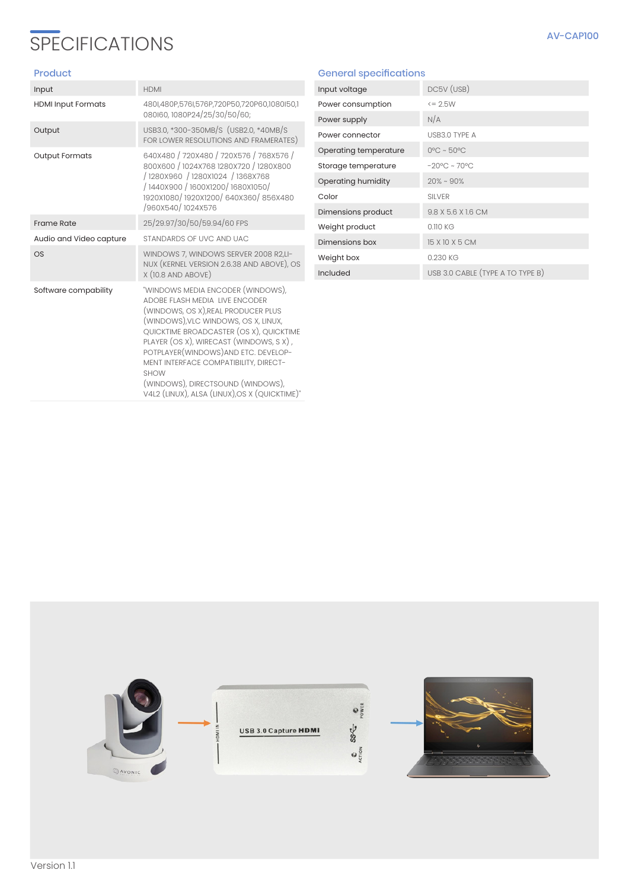# SPECIFICATIONS

AV-CAP100

## Product

| | |
|---|---|
| Input | HDMI |
| HDMI Input Formats | 480I,480P,576I,576P,720P50,720P60,1080I50,1080I60, 1080P24/25/30/50/60; |
| Output | USB3.0, *300-350MB/S (USB2.0, *40MB/S FOR LOWER RESOLUTIONS AND FRAMERATES) |
| Output Formats | 640X480 / 720X480 / 720X576 / 768X576 / 800X600 / 1024X768 1280X720 / 1280X800 / 1280X960 / 1280X1024 / 1368X768 / 1440X900 / 1600X1200/ 1680X1050/ 1920X1080/ 1920X1200/ 640X360/ 856X480 /960X540/ 1024X576 |
| Frame Rate | 25/29.97/30/50/59.94/60 FPS |
| Audio and Video capture | STANDARDS OF UVC AND UAC |
| OS | WINDOWS 7, WINDOWS SERVER 2008 R2,LINUX (KERNEL VERSION 2.6.38 AND ABOVE), OS X (10.8 AND ABOVE) |
| Software compability | "WINDOWS MEDIA ENCODER (WINDOWS), ADOBE FLASH MEDIA LIVE ENCODER (WINDOWS, OS X),REAL PRODUCER PLUS (WINDOWS),VLC WINDOWS, OS X, LINUX, QUICKTIME BROADCASTER (OS X), QUICKTIME PLAYER (OS X), WIRECAST (WINDOWS, S X) , POTPLAYER(WINDOWS)AND ETC. DEVELOPMENT INTERFACE COMPATIBILITY, DIRECTSHOW (WINDOWS), DIRECTSOUND (WINDOWS), V4L2 (LINUX), ALSA (LINUX),OS X (QUICKTIME)" |

## General specifications

| | |
|---|---|
| Input voltage | DC5V (USB) |
| Power consumption | <= 2.5W |
| Power supply | N/A |
| Power connector | USB3.0 TYPE A |
| Operating temperature | 0ºC ~ 50ºC |
| Storage temperature | -20ºC ~ 70ºC |
| Operating humidity | 20% ~ 90% |
| Color | SILVER |
| Dimensions product | 9.8 X 5.6 X 1.6 CM |
| Weight product | 0.110 KG |
| Dimensions box | 15 X 10 X 5 CM |
| Weight box | 0.230 KG |
| Included | USB 3.0 CABLE (TYPE A TO TYPE B) |

Version 1.1